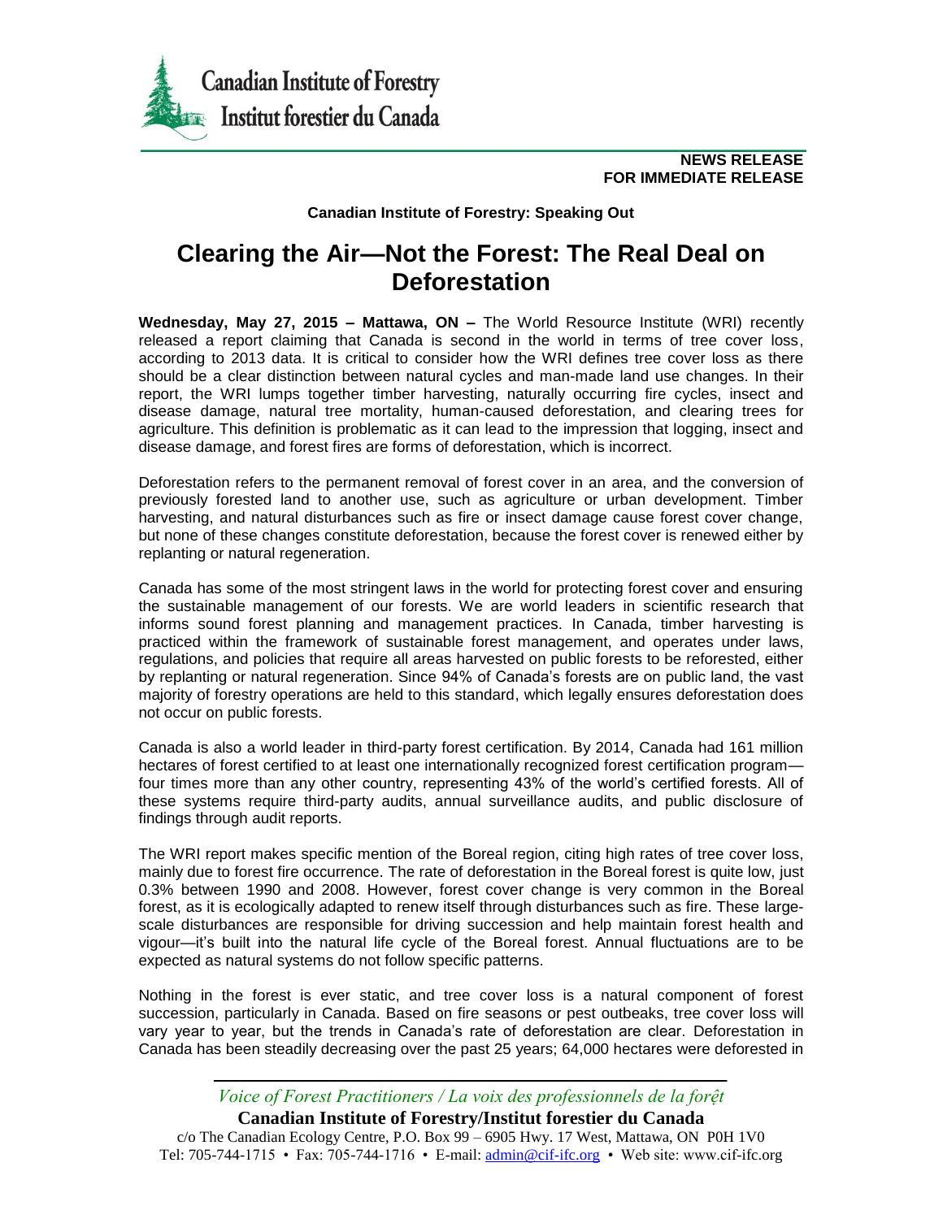Canadian Institute of Forestry
Institut forestier du Canada

**NEWS RELEASE**
**FOR IMMEDIATE RELEASE**

**Canadian Institute of Forestry: Speaking Out**

# Clearing the Air—Not the Forest: The Real Deal on Deforestation

**Wednesday, May 27, 2015 – Mattawa, ON –** The World Resource Institute (WRI) recently released a report claiming that Canada is second in the world in terms of tree cover loss, according to 2013 data. It is critical to consider how the WRI defines tree cover loss as there should be a clear distinction between natural cycles and man-made land use changes. In their report, the WRI lumps together timber harvesting, naturally occurring fire cycles, insect and disease damage, natural tree mortality, human-caused deforestation, and clearing trees for agriculture. This definition is problematic as it can lead to the impression that logging, insect and disease damage, and forest fires are forms of deforestation, which is incorrect.

Deforestation refers to the permanent removal of forest cover in an area, and the conversion of previously forested land to another use, such as agriculture or urban development. Timber harvesting, and natural disturbances such as fire or insect damage cause forest cover change, but none of these changes constitute deforestation, because the forest cover is renewed either by replanting or natural regeneration.

Canada has some of the most stringent laws in the world for protecting forest cover and ensuring the sustainable management of our forests. We are world leaders in scientific research that informs sound forest planning and management practices. In Canada, timber harvesting is practiced within the framework of sustainable forest management, and operates under laws, regulations, and policies that require all areas harvested on public forests to be reforested, either by replanting or natural regeneration. Since 94% of Canada's forests are on public land, the vast majority of forestry operations are held to this standard, which legally ensures deforestation does not occur on public forests.

Canada is also a world leader in third-party forest certification. By 2014, Canada had 161 million hectares of forest certified to at least one internationally recognized forest certification program—four times more than any other country, representing 43% of the world's certified forests. All of these systems require third-party audits, annual surveillance audits, and public disclosure of findings through audit reports.

The WRI report makes specific mention of the Boreal region, citing high rates of tree cover loss, mainly due to forest fire occurrence. The rate of deforestation in the Boreal forest is quite low, just 0.3% between 1990 and 2008. However, forest cover change is very common in the Boreal forest, as it is ecologically adapted to renew itself through disturbances such as fire. These large-scale disturbances are responsible for driving succession and help maintain forest health and vigour—it's built into the natural life cycle of the Boreal forest. Annual fluctuations are to be expected as natural systems do not follow specific patterns.

Nothing in the forest is ever static, and tree cover loss is a natural component of forest succession, particularly in Canada. Based on fire seasons or pest outbeaks, tree cover loss will vary year to year, but the trends in Canada's rate of deforestation are clear. Deforestation in Canada has been steadily decreasing over the past 25 years; 64,000 hectares were deforested in

*Voice of Forest Practitioners / La voix des professionnels de la forệt*
**Canadian Institute of Forestry/Institut forestier du Canada**
c/o The Canadian Ecology Centre, P.O. Box 99 – 6905 Hwy. 17 West, Mattawa, ON P0H 1V0
Tel: 705-744-1715 • Fax: 705-744-1716 • E-mail: admin@cif-ifc.org • Web site: www.cif-ifc.org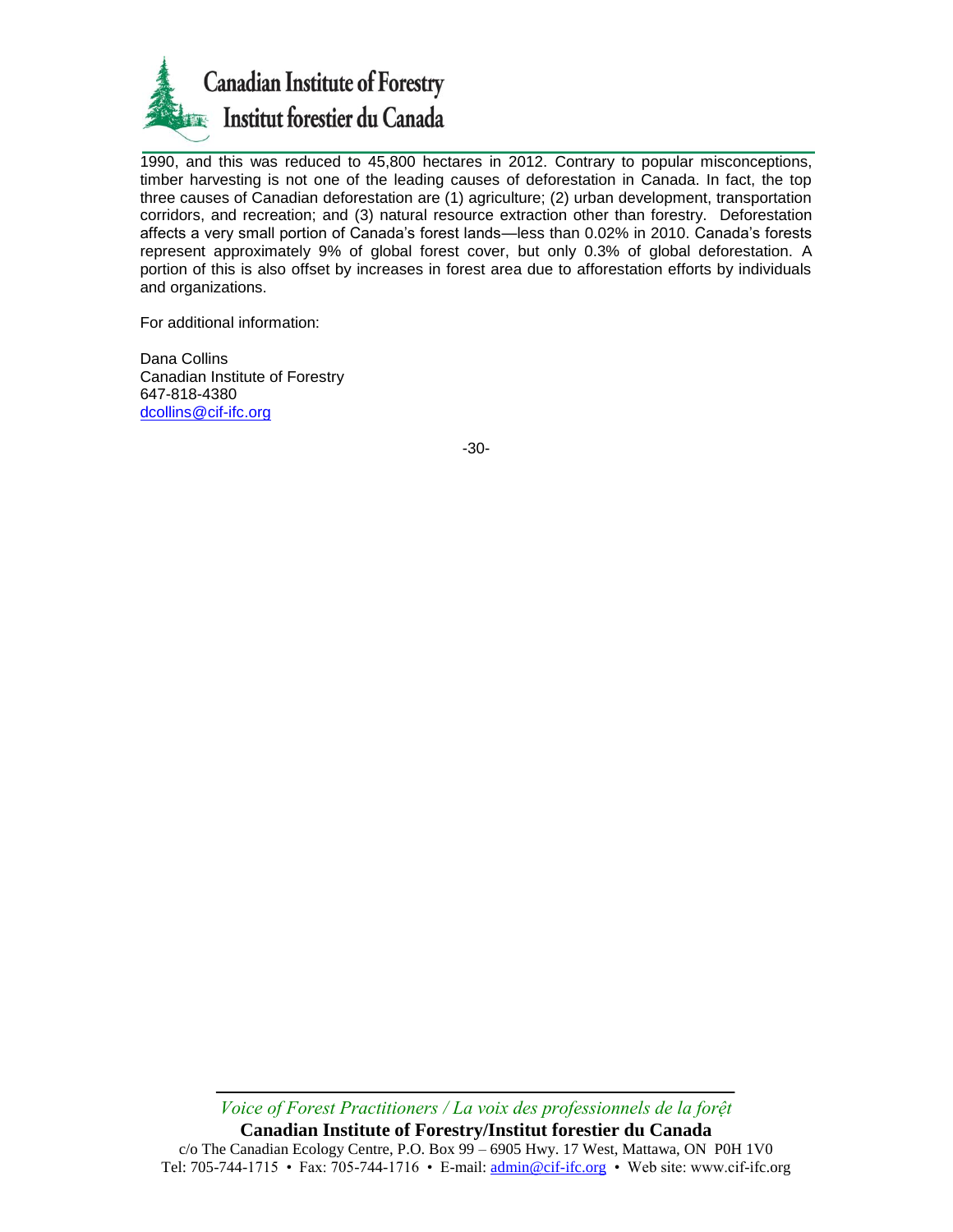1990, and this was reduced to 45,800 hectares in 2012. Contrary to popular misconceptions, timber harvesting is not one of the leading causes of deforestation in Canada. In fact, the top three causes of Canadian deforestation are (1) agriculture; (2) urban development, transportation corridors, and recreation; and (3) natural resource extraction other than forestry. Deforestation affects a very small portion of Canada's forest lands—less than 0.02% in 2010. Canada's forests represent approximately 9% of global forest cover, but only 0.3% of global deforestation. A portion of this is also offset by increases in forest area due to afforestation efforts by individuals and organizations.

For additional information:

Dana Collins
Canadian Institute of Forestry
647-818-4380
dcollins@cif-ifc.org

-30-